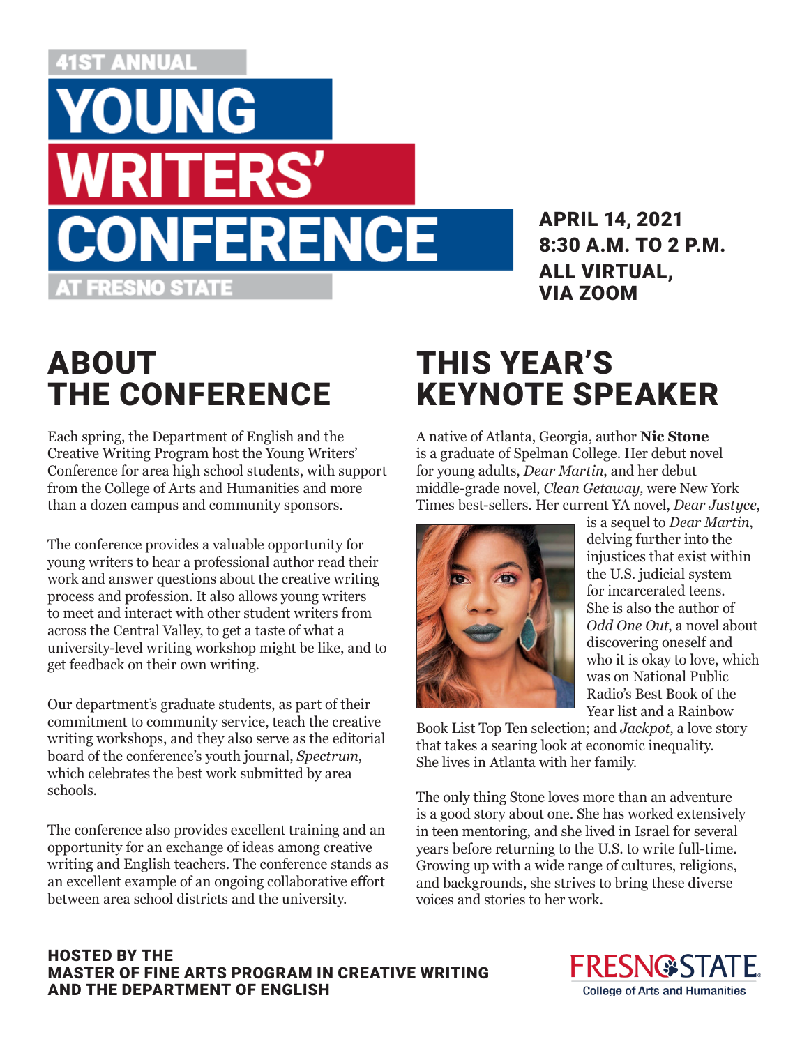41ST ANNUAL

# YOUNG WRITERS' CONFERENCE

AT FRESNO STATE

**APRIL 14, 2021**
**8:30 A.M. TO 2 P.M.**
**ALL VIRTUAL, VIA ZOOM**

## ABOUT THE CONFERENCE

Each spring, the Department of English and the Creative Writing Program host the Young Writers' Conference for area high school students, with support from the College of Arts and Humanities and more than a dozen campus and community sponsors.

The conference provides a valuable opportunity for young writers to hear a professional author read their work and answer questions about the creative writing process and profession. It also allows young writers to meet and interact with other student writers from across the Central Valley, to get a taste of what a university-level writing workshop might be like, and to get feedback on their own writing.

Our department's graduate students, as part of their commitment to community service, teach the creative writing workshops, and they also serve as the editorial board of the conference's youth journal, *Spectrum*, which celebrates the best work submitted by area schools.

The conference also provides excellent training and an opportunity for an exchange of ideas among creative writing and English teachers. The conference stands as an excellent example of an ongoing collaborative effort between area school districts and the university.

## THIS YEAR'S KEYNOTE SPEAKER

A native of Atlanta, Georgia, author **Nic Stone** is a graduate of Spelman College. Her debut novel for young adults, *Dear Martin*, and her debut middle-grade novel, *Clean Getaway*, were New York Times best-sellers. Her current YA novel, *Dear Justyce*, is a sequel to *Dear Martin*, delving further into the injustices that exist within the U.S. judicial system for incarcerated teens. She is also the author of *Odd One Out*, a novel about discovering oneself and who it is okay to love, which was on National Public Radio's Best Book of the Year list and a Rainbow Book List Top Ten selection; and *Jackpot*, a love story that takes a searing look at economic inequality. She lives in Atlanta with her family.

The only thing Stone loves more than an adventure is a good story about one. She has worked extensively in teen mentoring, and she lived in Israel for several years before returning to the U.S. to write full-time. Growing up with a wide range of cultures, religions, and backgrounds, she strives to bring these diverse voices and stories to her work.

**HOSTED BY THE MASTER OF FINE ARTS PROGRAM IN CREATIVE WRITING AND THE DEPARTMENT OF ENGLISH**

FRESNO STATE
College of Arts and Humanities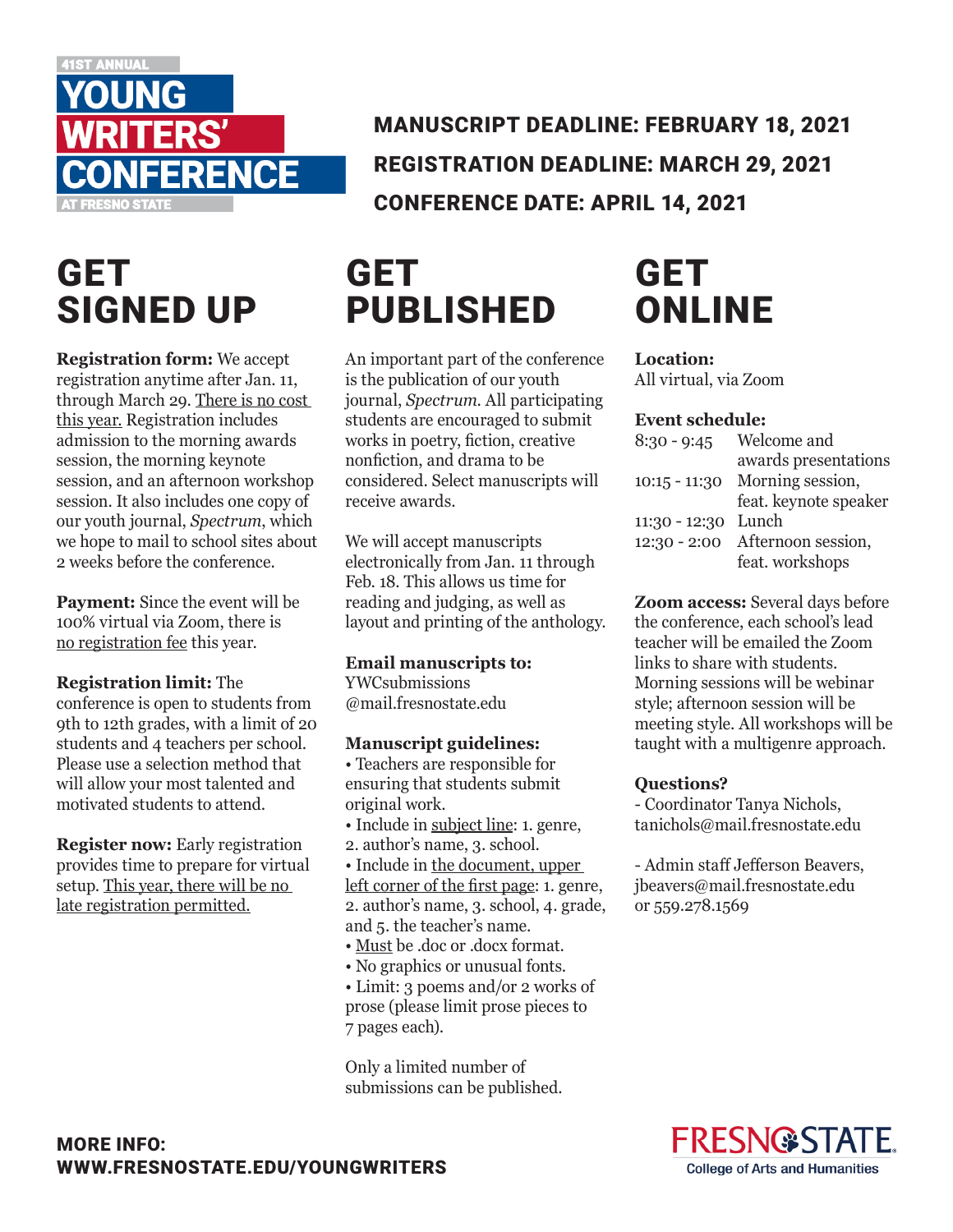41ST ANNUAL

# YOUNG WRITERS' CONFERENCE

AT FRESNO STATE

**MANUSCRIPT DEADLINE: FEBRUARY 18, 2021**

**REGISTRATION DEADLINE: MARCH 29, 2021**

**CONFERENCE DATE: APRIL 14, 2021**

## GET SIGNED UP

**Registration form:** We accept registration anytime after Jan. 11, through March 29. There is no cost this year. Registration includes admission to the morning awards session, the morning keynote session, and an afternoon workshop session. It also includes one copy of our youth journal, *Spectrum*, which we hope to mail to school sites about 2 weeks before the conference.

**Payment:** Since the event will be 100% virtual via Zoom, there is no registration fee this year.

**Registration limit:** The conference is open to students from 9th to 12th grades, with a limit of 20 students and 4 teachers per school. Please use a selection method that will allow your most talented and motivated students to attend.

**Register now:** Early registration provides time to prepare for virtual setup. This year, there will be no late registration permitted.

## GET PUBLISHED

An important part of the conference is the publication of our youth journal, *Spectrum*. All participating students are encouraged to submit works in poetry, fiction, creative nonfiction, and drama to be considered. Select manuscripts will receive awards.

We will accept manuscripts electronically from Jan. 11 through Feb. 18. This allows us time for reading and judging, as well as layout and printing of the anthology.

**Email manuscripts to:**
YWCsubmissions
@mail.fresnostate.edu

**Manuscript guidelines:**

- Teachers are responsible for ensuring that students submit original work.
- Include in subject line: 1. genre, 2. author's name, 3. school.
- Include in the document, upper left corner of the first page: 1. genre, 2. author's name, 3. school, 4. grade, and 5. the teacher's name.
- Must be .doc or .docx format.
- No graphics or unusual fonts.
- Limit: 3 poems and/or 2 works of prose (please limit prose pieces to 7 pages each).

Only a limited number of submissions can be published.

## GET ONLINE

**Location:**
All virtual, via Zoom

**Event schedule:**

| | |
|---|---|
| 8:30 - 9:45 | Welcome and awards presentations |
| 10:15 - 11:30 | Morning session, feat. keynote speaker |
| 11:30 - 12:30 | Lunch |
| 12:30 - 2:00 | Afternoon session, feat. workshops |

**Zoom access:** Several days before the conference, each school's lead teacher will be emailed the Zoom links to share with students. Morning sessions will be webinar style; afternoon session will be meeting style. All workshops will be taught with a multigenre approach.

**Questions?**

- Coordinator Tanya Nichols, tanichols@mail.fresnostate.edu

- Admin staff Jefferson Beavers, jbeavers@mail.fresnostate.edu or 559.278.1569

**MORE INFO:**
**WWW.FRESNOSTATE.EDU/YOUNGWRITERS**

FRESNO STATE
College of Arts and Humanities